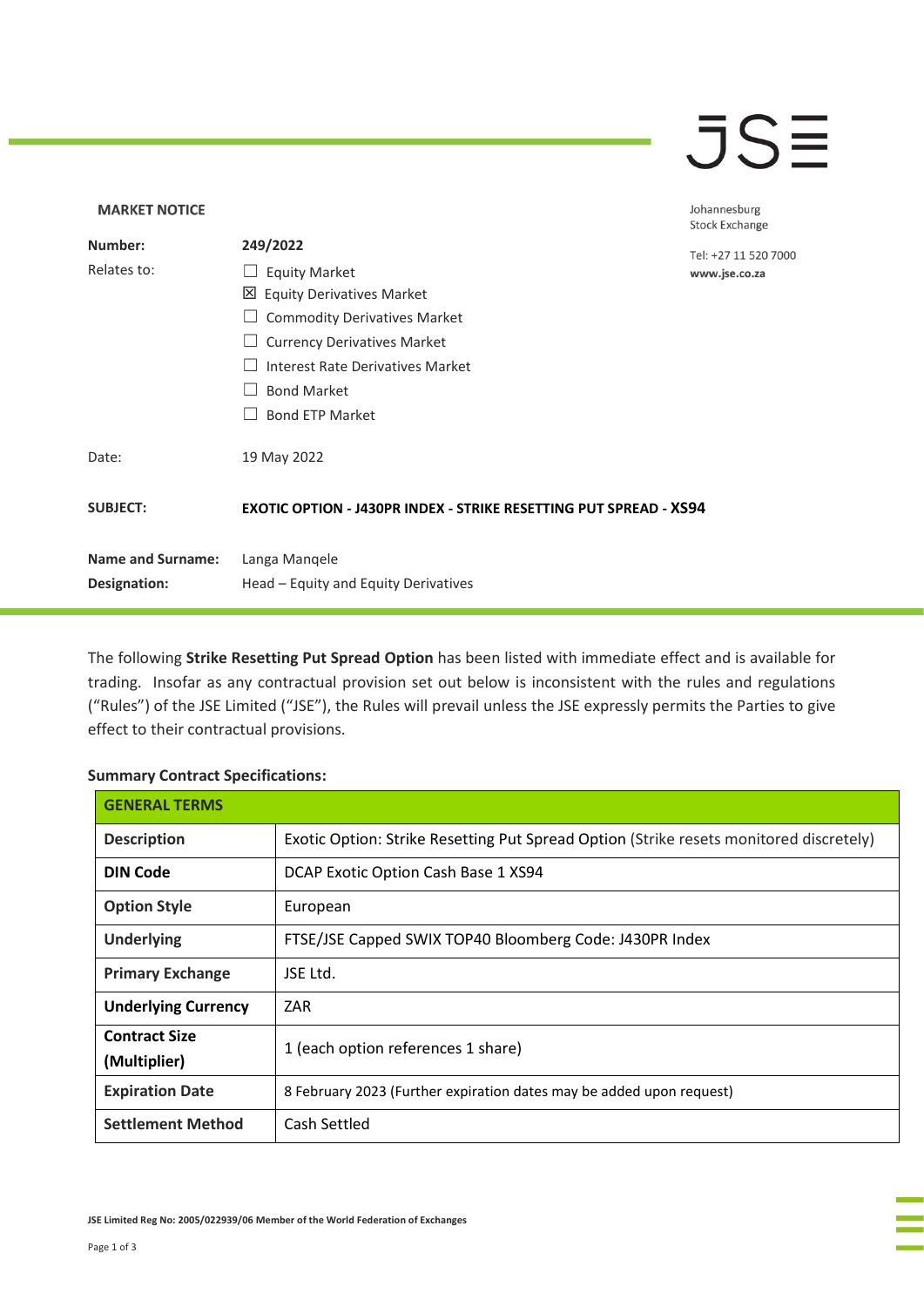JSE

Johannesburg Stock Exchange

Tel: +27 11 520 7000
**www.jse.co.za**

**MARKET NOTICE**

| | |
|---|---|
| **Number:** | **249/2022** |
| Relates to: | ☐ Equity Market<br>☒ Equity Derivatives Market<br>☐ Commodity Derivatives Market<br>☐ Currency Derivatives Market<br>☐ Interest Rate Derivatives Market<br>☐ Bond Market<br>☐ Bond ETP Market |
| Date: | 19 May 2022 |
| **SUBJECT:** | **EXOTIC OPTION - J430PR INDEX - STRIKE RESETTING PUT SPREAD - XS94** |
| **Name and Surname:** | Langa Manqele |
| **Designation:** | Head – Equity and Equity Derivatives |

The following **Strike Resetting Put Spread Option** has been listed with immediate effect and is available for trading. Insofar as any contractual provision set out below is inconsistent with the rules and regulations ("Rules") of the JSE Limited ("JSE"), the Rules will prevail unless the JSE expressly permits the Parties to give effect to their contractual provisions.

**Summary Contract Specifications:**

| **GENERAL TERMS** | |
|---|---|
| **Description** | Exotic Option: Strike Resetting Put Spread Option (Strike resets monitored discretely) |
| **DIN Code** | DCAP Exotic Option Cash Base 1 XS94 |
| **Option Style** | European |
| **Underlying** | FTSE/JSE Capped SWIX TOP40 Bloomberg Code: J430PR Index |
| **Primary Exchange** | JSE Ltd. |
| **Underlying Currency** | ZAR |
| **Contract Size (Multiplier)** | 1 (each option references 1 share) |
| **Expiration Date** | 8 February 2023 (Further expiration dates may be added upon request) |
| **Settlement Method** | Cash Settled |

JSE Limited Reg No: 2005/022939/06 Member of the World Federation of Exchanges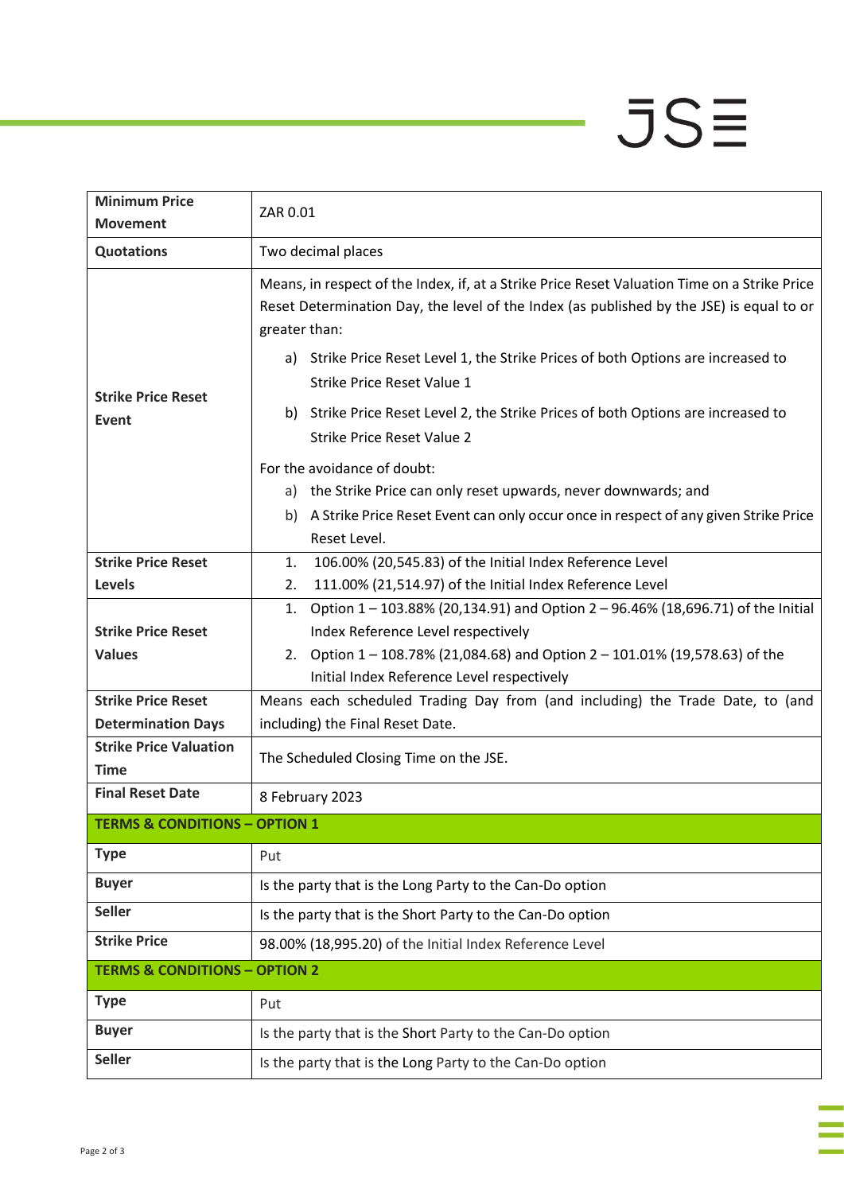| | |
|---|---|
| **Minimum Price Movement** | ZAR 0.01 |
| **Quotations** | Two decimal places |
| **Strike Price Reset Event** | Means, in respect of the Index, if, at a Strike Price Reset Valuation Time on a Strike Price Reset Determination Day, the level of the Index (as published by the JSE) is equal to or greater than:<br>a) Strike Price Reset Level 1, the Strike Prices of both Options are increased to Strike Price Reset Value 1<br>b) Strike Price Reset Level 2, the Strike Prices of both Options are increased to Strike Price Reset Value 2<br>For the avoidance of doubt:<br>a) the Strike Price can only reset upwards, never downwards; and<br>b) A Strike Price Reset Event can only occur once in respect of any given Strike Price Reset Level. |
| **Strike Price Reset Levels** | 1. 106.00% (20,545.83) of the Initial Index Reference Level<br>2. 111.00% (21,514.97) of the Initial Index Reference Level |
| **Strike Price Reset Values** | 1. Option 1 – 103.88% (20,134.91) and Option 2 – 96.46% (18,696.71) of the Initial Index Reference Level respectively<br>2. Option 1 – 108.78% (21,084.68) and Option 2 – 101.01% (19,578.63) of the Initial Index Reference Level respectively |
| **Strike Price Reset Determination Days** | Means each scheduled Trading Day from (and including) the Trade Date, to (and including) the Final Reset Date. |
| **Strike Price Valuation Time** | The Scheduled Closing Time on the JSE. |
| **Final Reset Date** | 8 February 2023 |
| **TERMS & CONDITIONS – OPTION 1** | |
| **Type** | Put |
| **Buyer** | Is the party that is the Long Party to the Can-Do option |
| **Seller** | Is the party that is the Short Party to the Can-Do option |
| **Strike Price** | 98.00% (18,995.20) of the Initial Index Reference Level |
| **TERMS & CONDITIONS – OPTION 2** | |
| **Type** | Put |
| **Buyer** | Is the party that is the Short Party to the Can-Do option |
| **Seller** | Is the party that is the Long Party to the Can-Do option |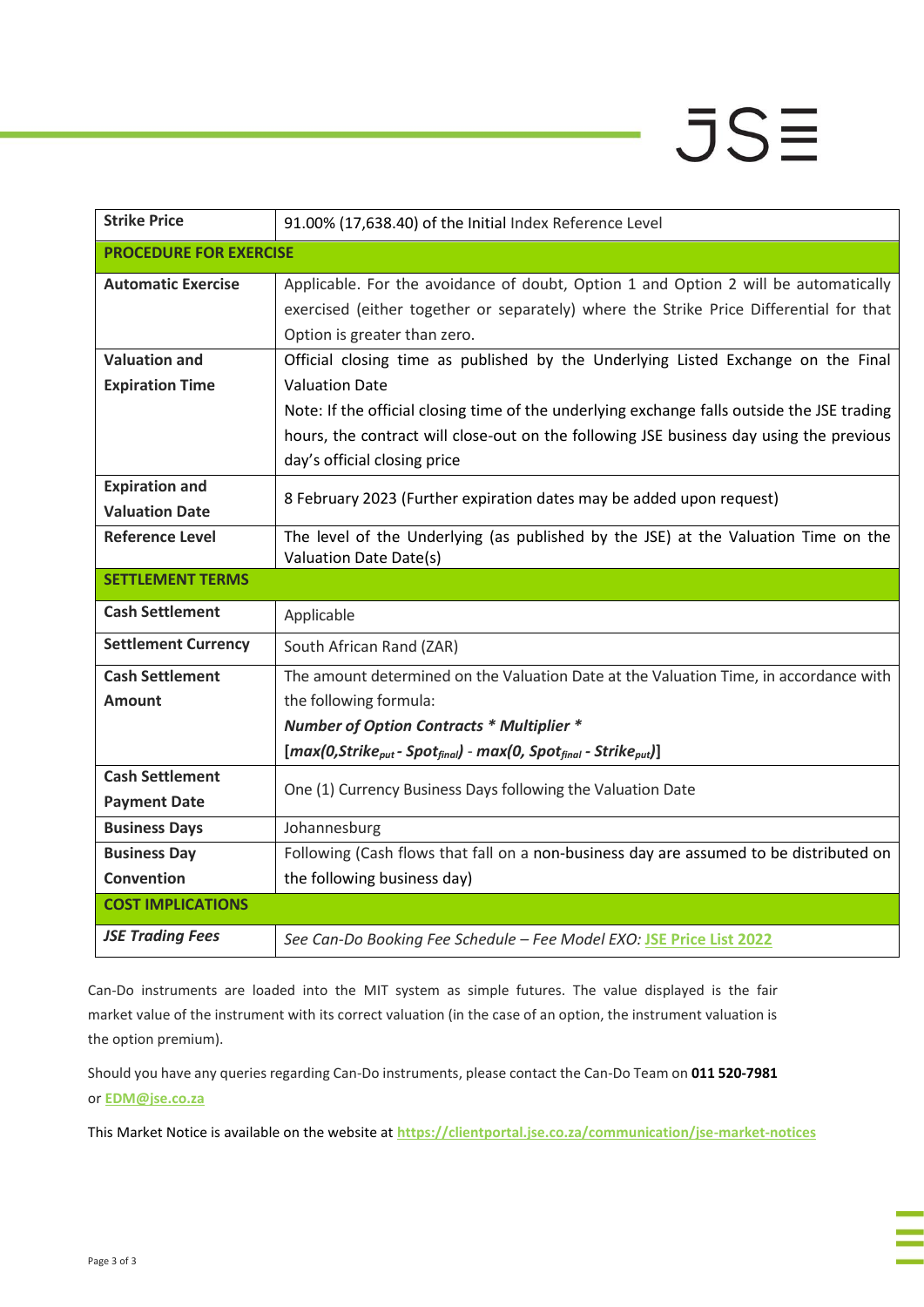| | |
|---|---|
| **Strike Price** | 91.00% (17,638.40) of the Initial Index Reference Level |
| **PROCEDURE FOR EXERCISE** | |
| **Automatic Exercise** | Applicable. For the avoidance of doubt, Option 1 and Option 2 will be automatically exercised (either together or separately) where the Strike Price Differential for that Option is greater than zero. |
| **Valuation and Expiration Time** | Official closing time as published by the Underlying Listed Exchange on the Final Valuation Date<br>Note: If the official closing time of the underlying exchange falls outside the JSE trading hours, the contract will close-out on the following JSE business day using the previous day's official closing price |
| **Expiration and Valuation Date** | 8 February 2023 (Further expiration dates may be added upon request) |
| **Reference Level** | The level of the Underlying (as published by the JSE) at the Valuation Time on the Valuation Date Date(s) |
| **SETTLEMENT TERMS** | |
| **Cash Settlement** | Applicable |
| **Settlement Currency** | South African Rand (ZAR) |
| **Cash Settlement Amount** | The amount determined on the Valuation Date at the Valuation Time, in accordance with the following formula:<br>***Number of Option Contracts * Multiplier ****<br>**[*max(0,*$Strike_{put}$ *-* $Spot_{final}$*)* - *max(0,* $Spot_{final}$ *-* $Strike_{put}$*)*]** |
| **Cash Settlement Payment Date** | One (1) Currency Business Days following the Valuation Date |
| **Business Days** | Johannesburg |
| **Business Day Convention** | Following (Cash flows that fall on a non-business day are assumed to be distributed on the following business day) |
| **COST IMPLICATIONS** | |
| ***JSE Trading Fees*** | *See Can-Do Booking Fee Schedule – Fee Model EXO:* *JSE Price List 2022* |

Can-Do instruments are loaded into the MIT system as simple futures. The value displayed is the fair market value of the instrument with its correct valuation (in the case of an option, the instrument valuation is the option premium).

Should you have any queries regarding Can-Do instruments, please contact the Can-Do Team on **011 520-7981** or **EDM@jse.co.za**

This Market Notice is available on the website at **https://clientportal.jse.co.za/communication/jse-market-notices**